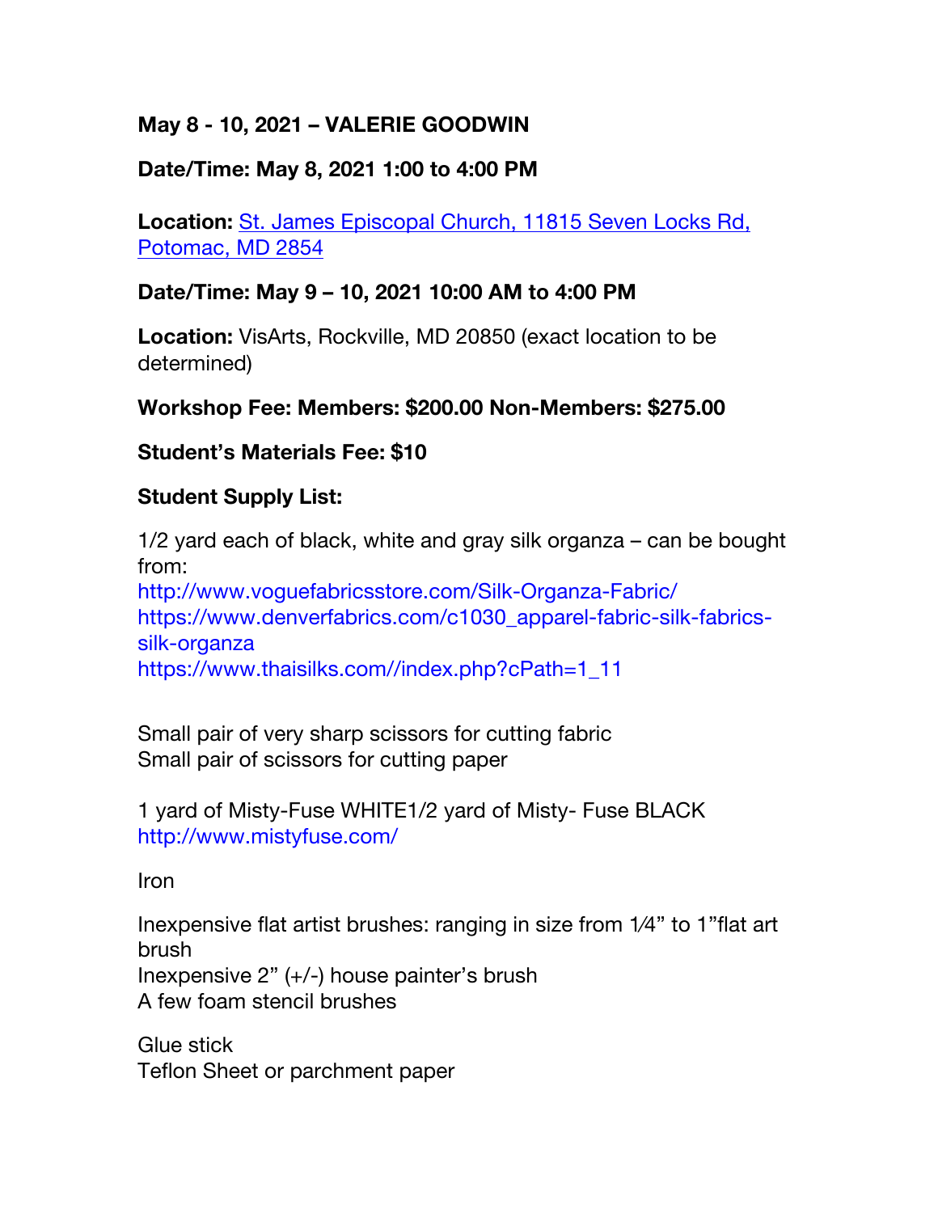**May 8 - 10, 2021 – VALERIE GOODWIN**

**Date/Time: May 8, 2021 1:00 to 4:00 PM**

**Location:** [St. James Episcopal Church, 11815 Seven Locks Rd, Potomac, MD 2854]()

**Date/Time: May 9 – 10, 2021 10:00 AM to 4:00 PM**

**Location:** VisArts, Rockville, MD 20850 (exact location to be determined)

**Workshop Fee: Members: $200.00 Non-Members: $275.00**

**Student's Materials Fee: $10**

**Student Supply List:**

1/2 yard each of black, white and gray silk organza – can be bought from:
http://www.voguefabricsstore.com/Silk-Organza-Fabric/
https://www.denverfabrics.com/c1030_apparel-fabric-silk-fabrics-silk-organza
https://www.thaisilks.com//index.php?cPath=1_11

Small pair of very sharp scissors for cutting fabric
Small pair of scissors for cutting paper

1 yard of Misty-Fuse WHITE1/2 yard of Misty- Fuse BLACK
http://www.mistyfuse.com/

Iron

Inexpensive flat artist brushes: ranging in size from 1⁄4" to 1"flat art brush
Inexpensive 2" (+/-) house painter's brush
A few foam stencil brushes

Glue stick
Teflon Sheet or parchment paper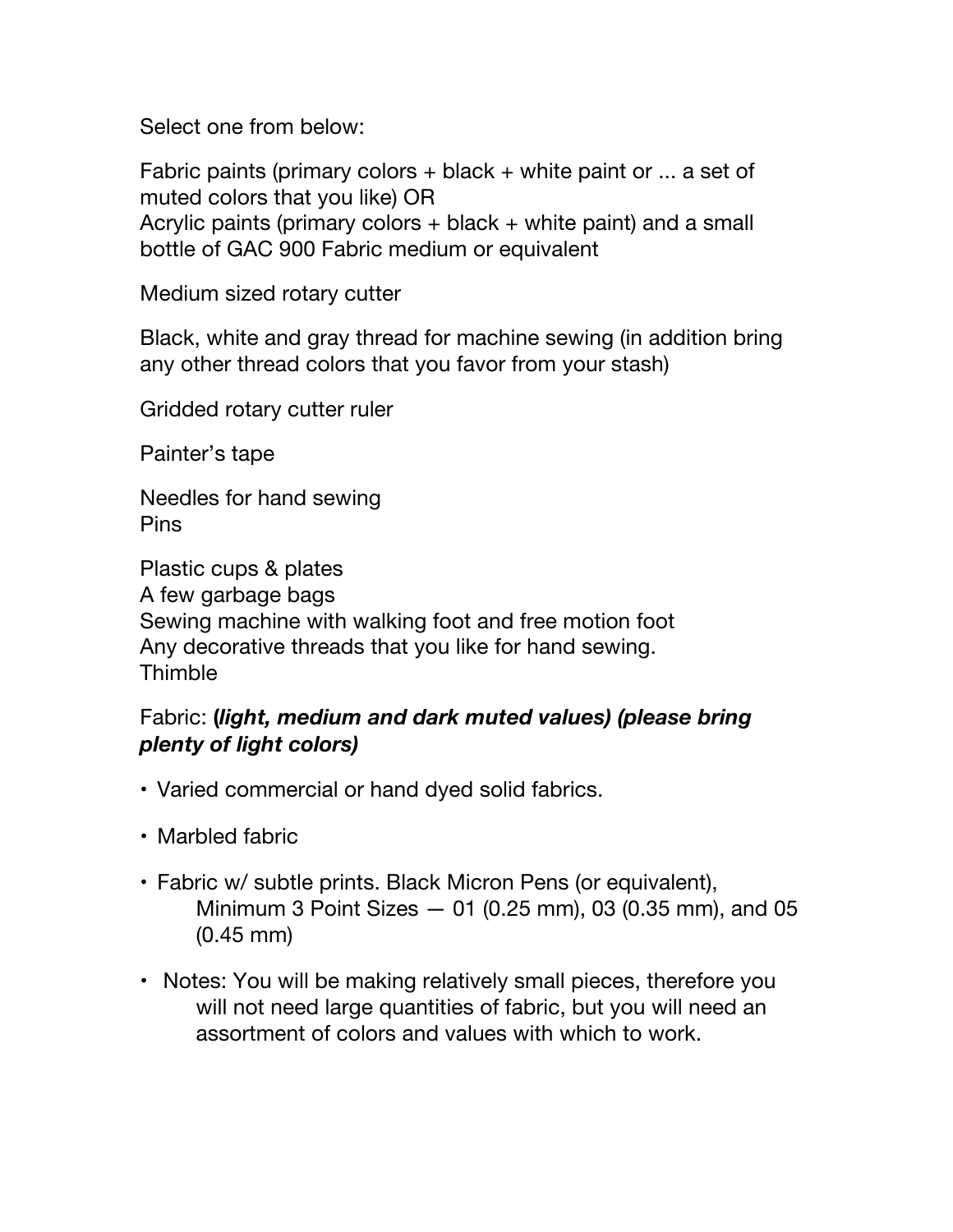Select one from below:

Fabric paints (primary colors + black + white paint or ... a set of muted colors that you like) OR
Acrylic paints (primary colors + black + white paint) and a small bottle of GAC 900 Fabric medium or equivalent

Medium sized rotary cutter

Black, white and gray thread for machine sewing (in addition bring any other thread colors that you favor from your stash)

Gridded rotary cutter ruler

Painter's tape

Needles for hand sewing
Pins

Plastic cups & plates
A few garbage bags
Sewing machine with walking foot and free motion foot
Any decorative threads that you like for hand sewing.
Thimble

Fabric: **(*light, medium and dark muted values) (please bring plenty of light colors)***

- Varied commercial or hand dyed solid fabrics.
- Marbled fabric
- Fabric w/ subtle prints. Black Micron Pens (or equivalent), Minimum 3 Point Sizes — 01 (0.25 mm), 03 (0.35 mm), and 05 (0.45 mm)
- Notes: You will be making relatively small pieces, therefore you will not need large quantities of fabric, but you will need an assortment of colors and values with which to work.